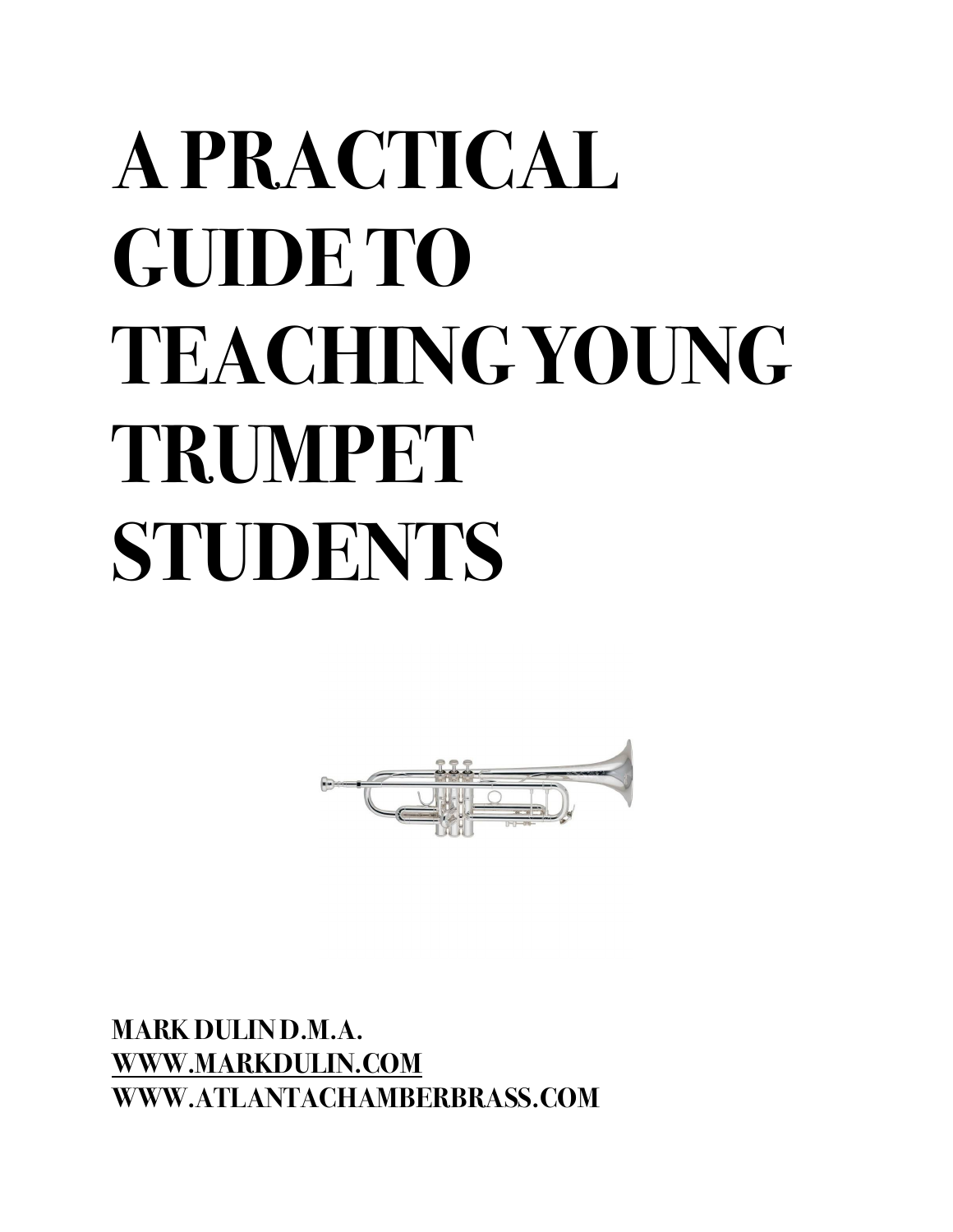# A PRACTICAL GUIDE TO TEACHING YOUNG TRUMPET STUDENTS

**MARK DULIN D.M.A.**
**[WWW.MARKDULIN.COM](http://www.markdulin.com)**
**WWW.ATLANTACHAMBERBRASS.COM**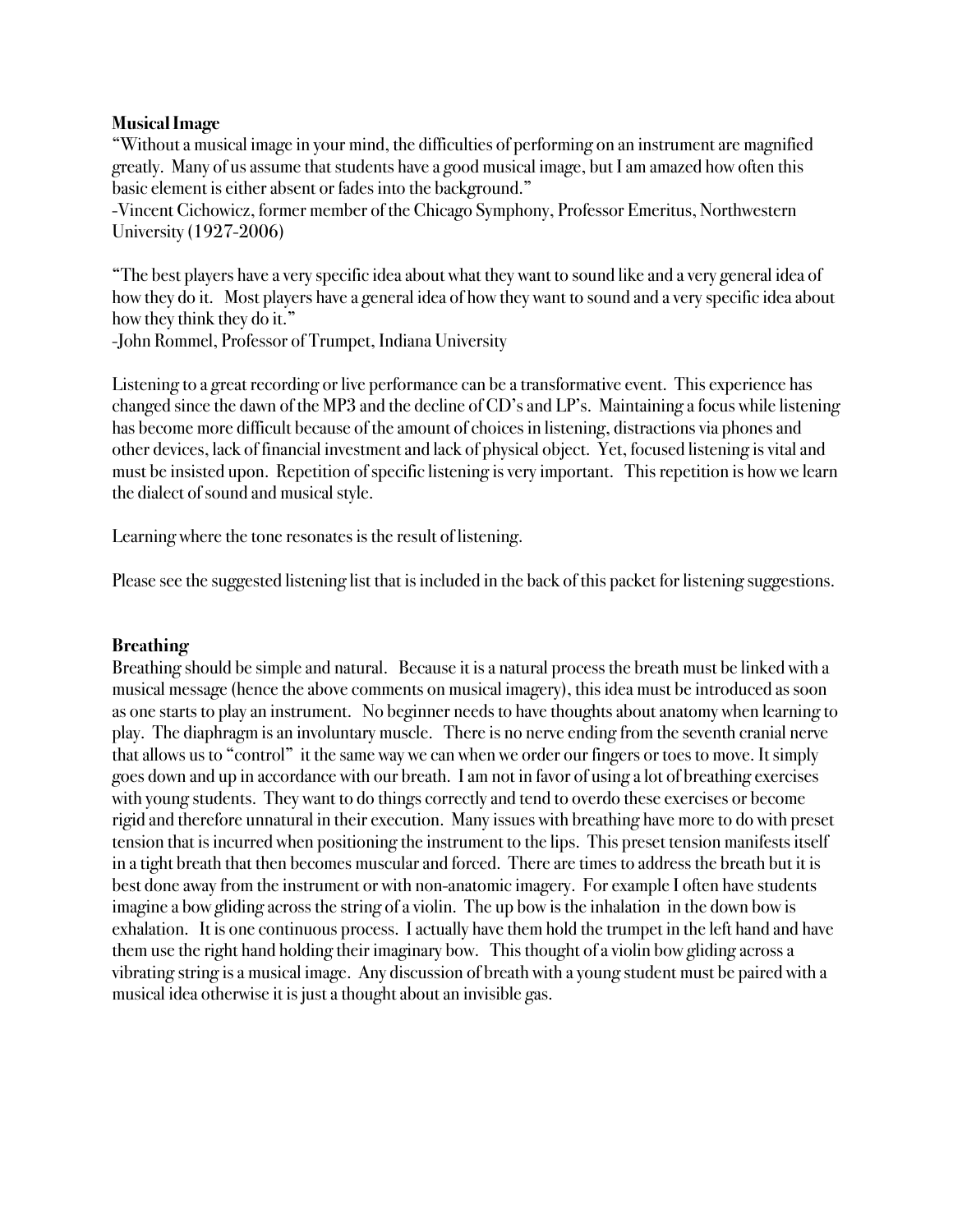**Musical Image**

"Without a musical image in your mind, the difficulties of performing on an instrument are magnified greatly. Many of us assume that students have a good musical image, but I am amazed how often this basic element is either absent or fades into the background."
-Vincent Cichowicz, former member of the Chicago Symphony, Professor Emeritus, Northwestern University (1927-2006)

"The best players have a very specific idea about what they want to sound like and a very general idea of how they do it. Most players have a general idea of how they want to sound and a very specific idea about how they think they do it."
-John Rommel, Professor of Trumpet, Indiana University

Listening to a great recording or live performance can be a transformative event. This experience has changed since the dawn of the MP3 and the decline of CD's and LP's. Maintaining a focus while listening has become more difficult because of the amount of choices in listening, distractions via phones and other devices, lack of financial investment and lack of physical object. Yet, focused listening is vital and must be insisted upon. Repetition of specific listening is very important. This repetition is how we learn the dialect of sound and musical style.

Learning where the tone resonates is the result of listening.

Please see the suggested listening list that is included in the back of this packet for listening suggestions.

**Breathing**

Breathing should be simple and natural. Because it is a natural process the breath must be linked with a musical message (hence the above comments on musical imagery), this idea must be introduced as soon as one starts to play an instrument. No beginner needs to have thoughts about anatomy when learning to play. The diaphragm is an involuntary muscle. There is no nerve ending from the seventh cranial nerve that allows us to "control" it the same way we can when we order our fingers or toes to move. It simply goes down and up in accordance with our breath. I am not in favor of using a lot of breathing exercises with young students. They want to do things correctly and tend to overdo these exercises or become rigid and therefore unnatural in their execution. Many issues with breathing have more to do with preset tension that is incurred when positioning the instrument to the lips. This preset tension manifests itself in a tight breath that then becomes muscular and forced. There are times to address the breath but it is best done away from the instrument or with non-anatomic imagery. For example I often have students imagine a bow gliding across the string of a violin. The up bow is the inhalation in the down bow is exhalation. It is one continuous process. I actually have them hold the trumpet in the left hand and have them use the right hand holding their imaginary bow. This thought of a violin bow gliding across a vibrating string is a musical image. Any discussion of breath with a young student must be paired with a musical idea otherwise it is just a thought about an invisible gas.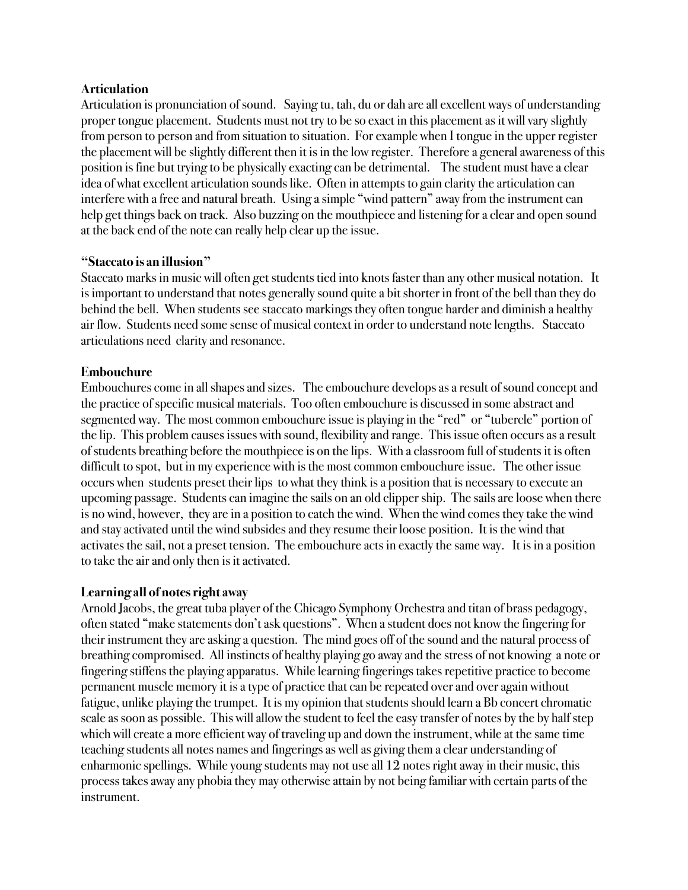**Articulation**

Articulation is pronunciation of sound. Saying tu, tah, du or dah are all excellent ways of understanding proper tongue placement. Students must not try to be so exact in this placement as it will vary slightly from person to person and from situation to situation. For example when I tongue in the upper register the placement will be slightly different then it is in the low register. Therefore a general awareness of this position is fine but trying to be physically exacting can be detrimental. The student must have a clear idea of what excellent articulation sounds like. Often in attempts to gain clarity the articulation can interfere with a free and natural breath. Using a simple "wind pattern" away from the instrument can help get things back on track. Also buzzing on the mouthpiece and listening for a clear and open sound at the back end of the note can really help clear up the issue.

**"Staccato is an illusion"**

Staccato marks in music will often get students tied into knots faster than any other musical notation. It is important to understand that notes generally sound quite a bit shorter in front of the bell than they do behind the bell. When students see staccato markings they often tongue harder and diminish a healthy air flow. Students need some sense of musical context in order to understand note lengths. Staccato articulations need clarity and resonance.

**Embouchure**

Embouchures come in all shapes and sizes. The embouchure develops as a result of sound concept and the practice of specific musical materials. Too often embouchure is discussed in some abstract and segmented way. The most common embouchure issue is playing in the "red" or "tubercle" portion of the lip. This problem causes issues with sound, flexibility and range. This issue often occurs as a result of students breathing before the mouthpiece is on the lips. With a classroom full of students it is often difficult to spot, but in my experience with is the most common embouchure issue. The other issue occurs when students preset their lips to what they think is a position that is necessary to execute an upcoming passage. Students can imagine the sails on an old clipper ship. The sails are loose when there is no wind, however, they are in a position to catch the wind. When the wind comes they take the wind and stay activated until the wind subsides and they resume their loose position. It is the wind that activates the sail, not a preset tension. The embouchure acts in exactly the same way. It is in a position to take the air and only then is it activated.

**Learning all of notes right away**

Arnold Jacobs, the great tuba player of the Chicago Symphony Orchestra and titan of brass pedagogy, often stated "make statements don't ask questions". When a student does not know the fingering for their instrument they are asking a question. The mind goes off of the sound and the natural process of breathing compromised. All instincts of healthy playing go away and the stress of not knowing a note or fingering stiffens the playing apparatus. While learning fingerings takes repetitive practice to become permanent muscle memory it is a type of practice that can be repeated over and over again without fatigue, unlike playing the trumpet. It is my opinion that students should learn a Bb concert chromatic scale as soon as possible. This will allow the student to feel the easy transfer of notes by the by half step which will create a more efficient way of traveling up and down the instrument, while at the same time teaching students all notes names and fingerings as well as giving them a clear understanding of enharmonic spellings. While young students may not use all 12 notes right away in their music, this process takes away any phobia they may otherwise attain by not being familiar with certain parts of the instrument.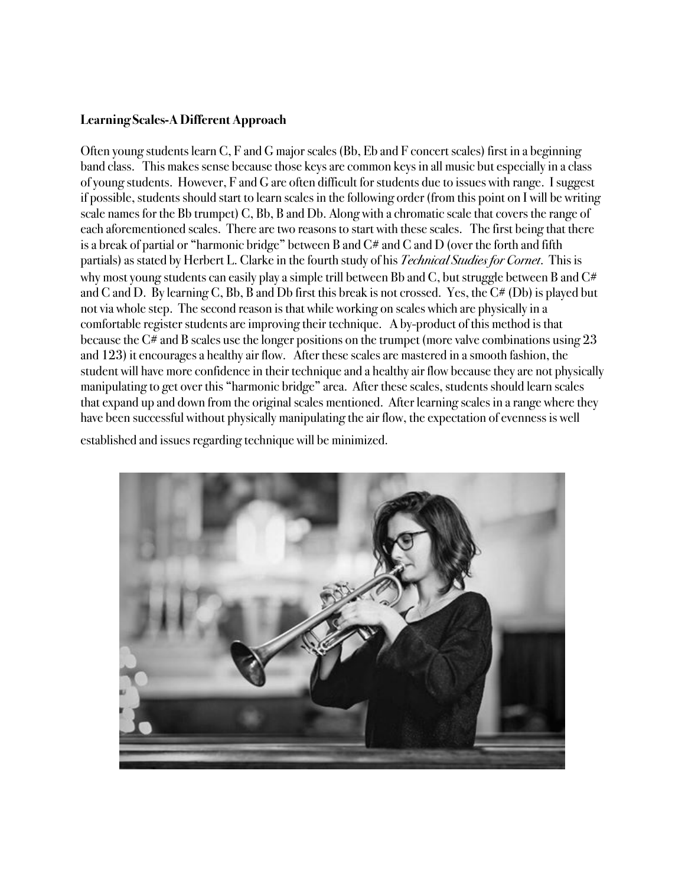**Learning Scales-A Different Approach**

Often young students learn C, F and G major scales (Bb, Eb and F concert scales) first in a beginning band class. This makes sense because those keys are common keys in all music but especially in a class of young students. However, F and G are often difficult for students due to issues with range. I suggest if possible, students should start to learn scales in the following order (from this point on I will be writing scale names for the Bb trumpet) C, Bb, B and Db. Along with a chromatic scale that covers the range of each aforementioned scales. There are two reasons to start with these scales. The first being that there is a break of partial or "harmonic bridge" between B and C# and C and D (over the forth and fifth partials) as stated by Herbert L. Clarke in the fourth study of his *Technical Studies for Cornet*. This is why most young students can easily play a simple trill between Bb and C, but struggle between B and C# and C and D. By learning C, Bb, B and Db first this break is not crossed. Yes, the C# (Db) is played but not via whole step. The second reason is that while working on scales which are physically in a comfortable register students are improving their technique. A by-product of this method is that because the C# and B scales use the longer positions on the trumpet (more valve combinations using 23 and 123) it encourages a healthy air flow. After these scales are mastered in a smooth fashion, the student will have more confidence in their technique and a healthy air flow because they are not physically manipulating to get over this "harmonic bridge" area. After these scales, students should learn scales that expand up and down from the original scales mentioned. After learning scales in a range where they have been successful without physically manipulating the air flow, the expectation of evenness is well established and issues regarding technique will be minimized.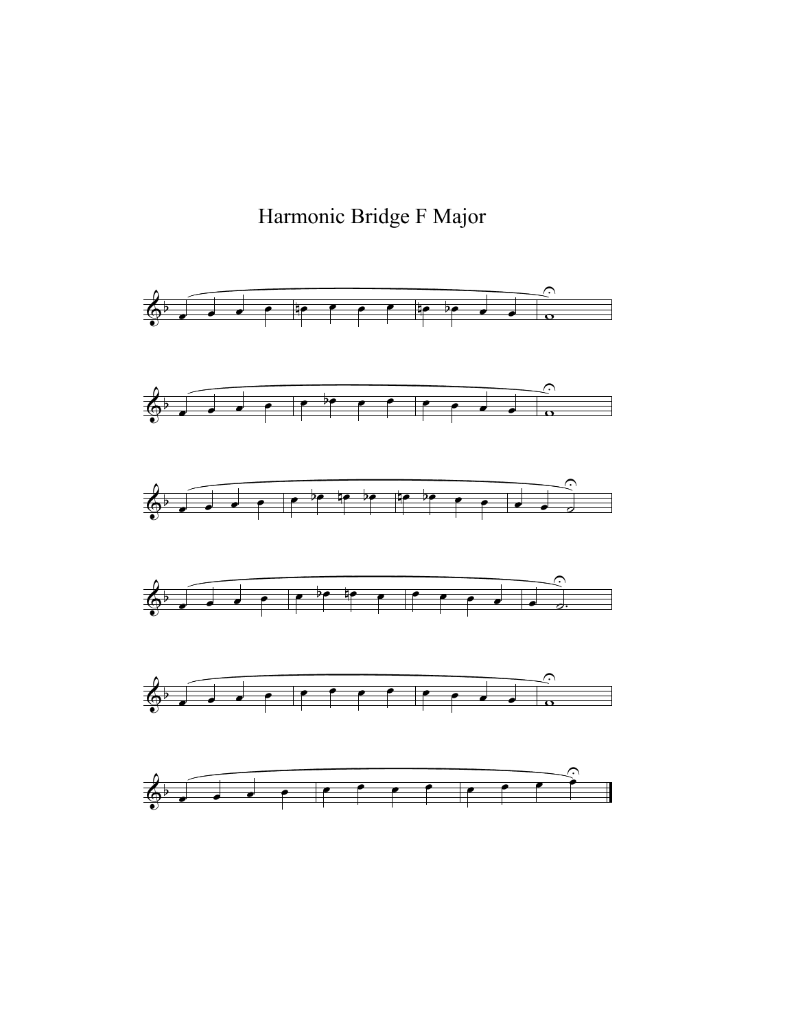# Harmonic Bridge F Major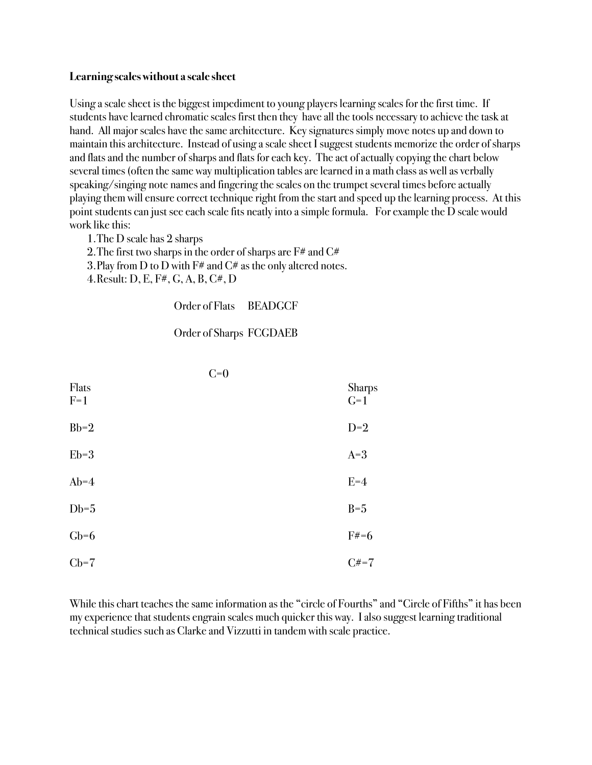**Learning scales without a scale sheet**

Using a scale sheet is the biggest impediment to young players learning scales for the first time. If students have learned chromatic scales first then they have all the tools necessary to achieve the task at hand. All major scales have the same architecture. Key signatures simply move notes up and down to maintain this architecture. Instead of using a scale sheet I suggest students memorize the order of sharps and flats and the number of sharps and flats for each key. The act of actually copying the chart below several times (often the same way multiplication tables are learned in a math class as well as verbally speaking/singing note names and fingering the scales on the trumpet several times before actually playing them will ensure correct technique right from the start and speed up the learning process. At this point students can just see each scale fits neatly into a simple formula. For example the D scale would work like this:

1. The D scale has 2 sharps
2. The first two sharps in the order of sharps are F# and C#
3. Play from D to D with F# and C# as the only altered notes.
4. Result: D, E, F#, G, A, B, C#, D

Order of Flats BEADGCF

Order of Sharps FCGDAEB

C=0

| Flats | Sharps |
| --- | --- |
| F=1 | G=1 |
| Bb=2 | D=2 |
| Eb=3 | A=3 |
| Ab=4 | E=4 |
| Db=5 | B=5 |
| Gb=6 | F#=6 |
| Cb=7 | C#=7 |

While this chart teaches the same information as the "circle of Fourths" and "Circle of Fifths" it has been my experience that students engrain scales much quicker this way. I also suggest learning traditional technical studies such as Clarke and Vizzutti in tandem with scale practice.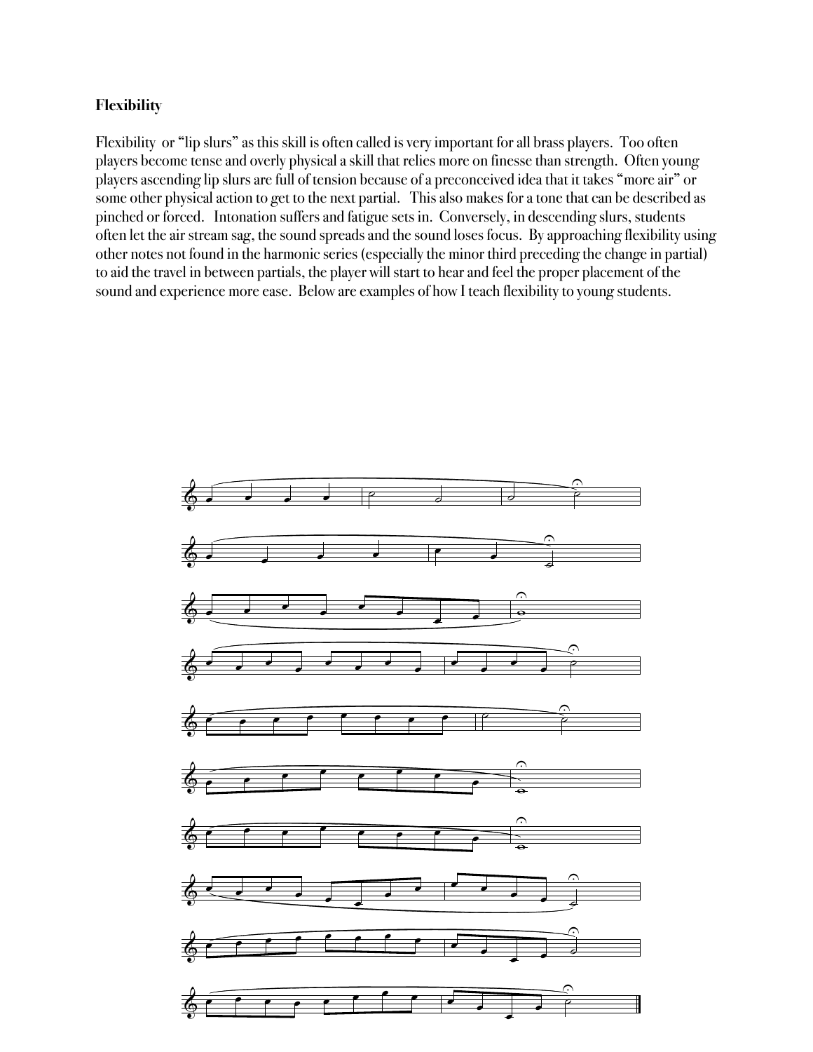## Flexibility

Flexibility or "lip slurs" as this skill is often called is very important for all brass players. Too often players become tense and overly physical a skill that relies more on finesse than strength. Often young players ascending lip slurs are full of tension because of a preconceived idea that it takes "more air" or some other physical action to get to the next partial. This also makes for a tone that can be described as pinched or forced. Intonation suffers and fatigue sets in. Conversely, in descending slurs, students often let the air stream sag, the sound spreads and the sound loses focus. By approaching flexibility using other notes not found in the harmonic series (especially the minor third preceding the change in partial) to aid the travel in between partials, the player will start to hear and feel the proper placement of the sound and experience more ease. Below are examples of how I teach flexibility to young students.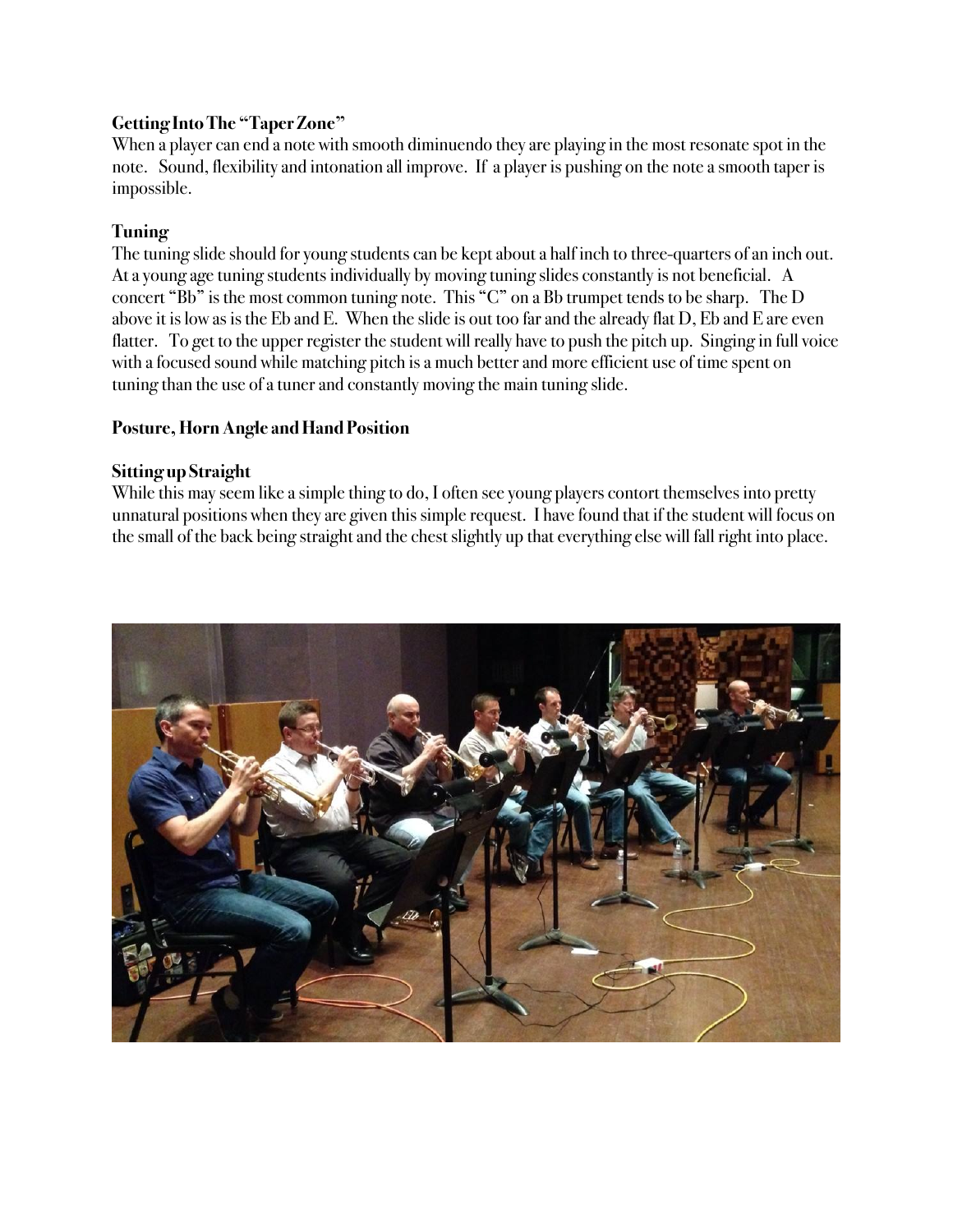**Getting Into The "Taper Zone"**
When a player can end a note with smooth diminuendo they are playing in the most resonate spot in the note. Sound, flexibility and intonation all improve. If a player is pushing on the note a smooth taper is impossible.

**Tuning**
The tuning slide should for young students can be kept about a half inch to three-quarters of an inch out. At a young age tuning students individually by moving tuning slides constantly is not beneficial. A concert "Bb" is the most common tuning note. This "C" on a Bb trumpet tends to be sharp. The D above it is low as is the Eb and E. When the slide is out too far and the already flat D, Eb and E are even flatter. To get to the upper register the student will really have to push the pitch up. Singing in full voice with a focused sound while matching pitch is a much better and more efficient use of time spent on tuning than the use of a tuner and constantly moving the main tuning slide.

**Posture, Horn Angle and Hand Position**

**Sitting up Straight**
While this may seem like a simple thing to do, I often see young players contort themselves into pretty unnatural positions when they are given this simple request. I have found that if the student will focus on the small of the back being straight and the chest slightly up that everything else will fall right into place.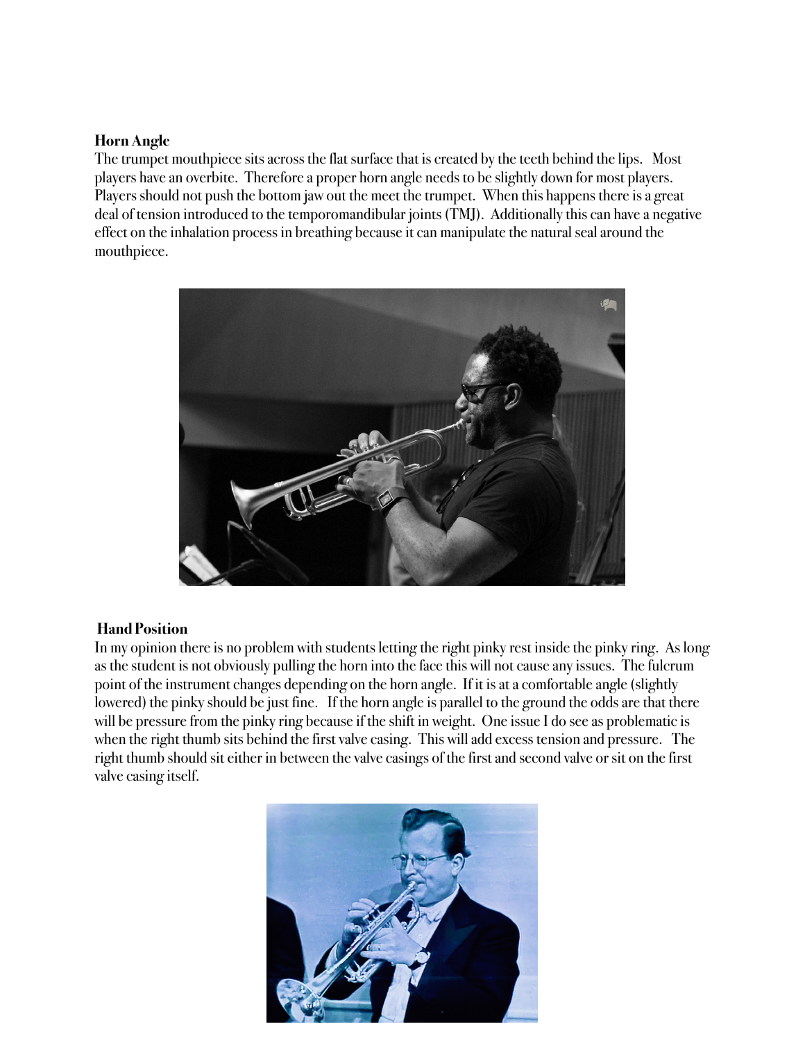**Horn Angle**

The trumpet mouthpiece sits across the flat surface that is created by the teeth behind the lips. Most players have an overbite. Therefore a proper horn angle needs to be slightly down for most players. Players should not push the bottom jaw out the meet the trumpet. When this happens there is a great deal of tension introduced to the temporomandibular joints (TMJ). Additionally this can have a negative effect on the inhalation process in breathing because it can manipulate the natural seal around the mouthpiece.

**Hand Position**

In my opinion there is no problem with students letting the right pinky rest inside the pinky ring. As long as the student is not obviously pulling the horn into the face this will not cause any issues. The fulcrum point of the instrument changes depending on the horn angle. If it is at a comfortable angle (slightly lowered) the pinky should be just fine. If the horn angle is parallel to the ground the odds are that there will be pressure from the pinky ring because if the shift in weight. One issue I do see as problematic is when the right thumb sits behind the first valve casing. This will add excess tension and pressure. The right thumb should sit either in between the valve casings of the first and second valve or sit on the first valve casing itself.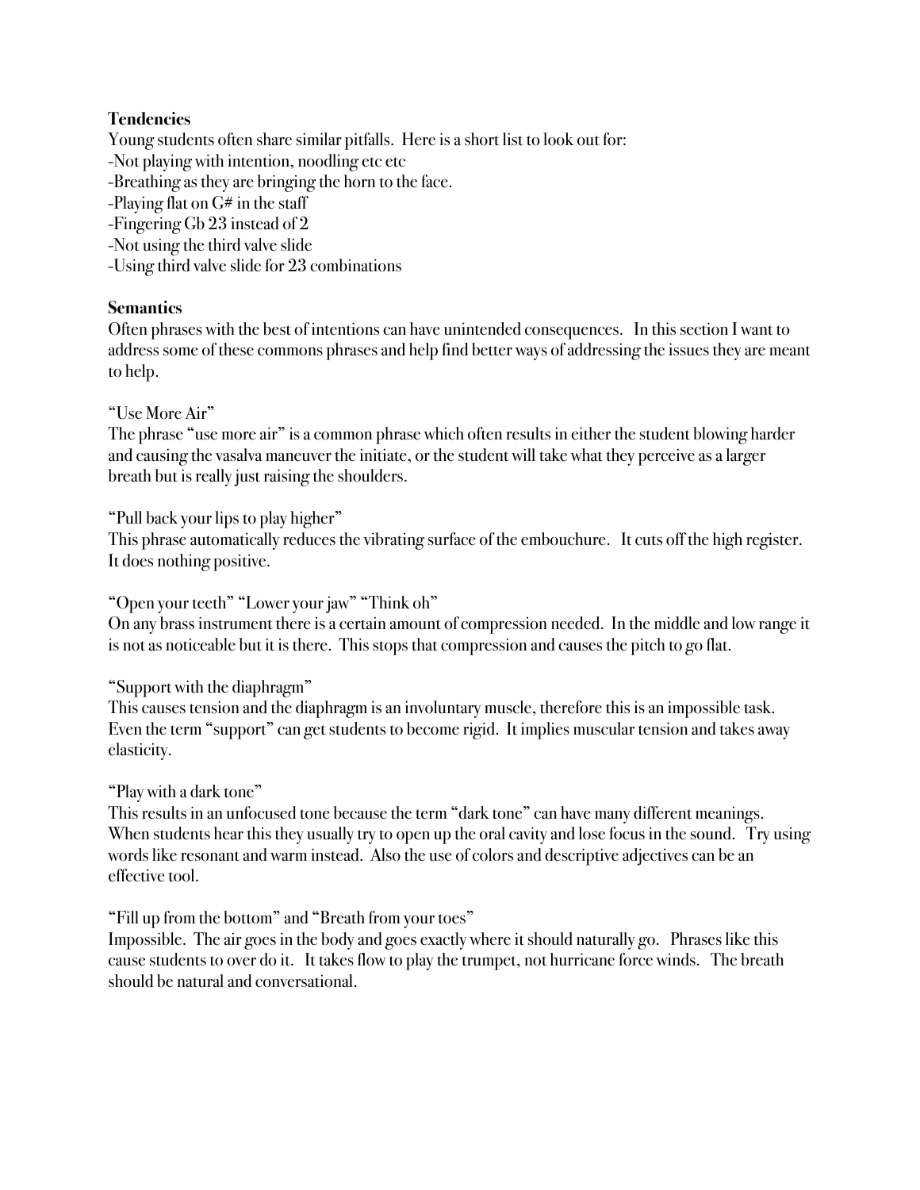**Tendencies**

Young students often share similar pitfalls. Here is a short list to look out for:

-Not playing with intention, noodling etc etc
-Breathing as they are bringing the horn to the face.
-Playing flat on G# in the staff
-Fingering Gb 23 instead of 2
-Not using the third valve slide
-Using third valve slide for 23 combinations

**Semantics**

Often phrases with the best of intentions can have unintended consequences. In this section I want to address some of these commons phrases and help find better ways of addressing the issues they are meant to help.

"Use More Air"

The phrase "use more air" is a common phrase which often results in either the student blowing harder and causing the vasalva maneuver the initiate, or the student will take what they perceive as a larger breath but is really just raising the shoulders.

"Pull back your lips to play higher"

This phrase automatically reduces the vibrating surface of the embouchure. It cuts off the high register. It does nothing positive.

"Open your teeth" "Lower your jaw" "Think oh"

On any brass instrument there is a certain amount of compression needed. In the middle and low range it is not as noticeable but it is there. This stops that compression and causes the pitch to go flat.

"Support with the diaphragm"

This causes tension and the diaphragm is an involuntary muscle, therefore this is an impossible task. Even the term "support" can get students to become rigid. It implies muscular tension and takes away elasticity.

"Play with a dark tone"

This results in an unfocused tone because the term "dark tone" can have many different meanings. When students hear this they usually try to open up the oral cavity and lose focus in the sound. Try using words like resonant and warm instead. Also the use of colors and descriptive adjectives can be an effective tool.

"Fill up from the bottom" and "Breath from your toes"

Impossible. The air goes in the body and goes exactly where it should naturally go. Phrases like this cause students to over do it. It takes flow to play the trumpet, not hurricane force winds. The breath should be natural and conversational.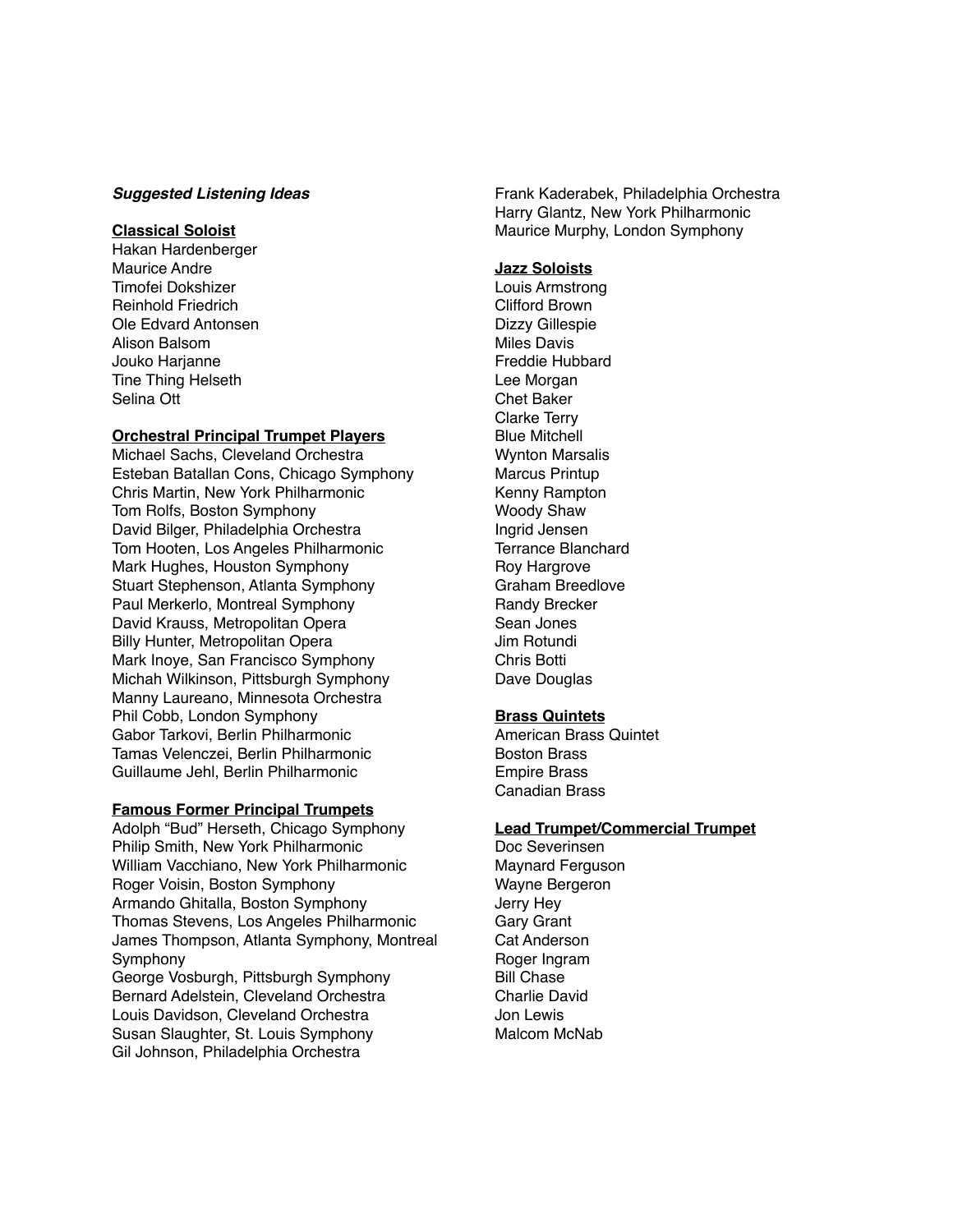***Suggested Listening Ideas***

**Classical Soloist**

Hakan Hardenberger
Maurice Andre
Timofei Dokshizer
Reinhold Friedrich
Ole Edvard Antonsen
Alison Balsom
Jouko Harjanne
Tine Thing Helseth
Selina Ott

**Orchestral Principal Trumpet Players**

Michael Sachs, Cleveland Orchestra
Esteban Batallan Cons, Chicago Symphony
Chris Martin, New York Philharmonic
Tom Rolfs, Boston Symphony
David Bilger, Philadelphia Orchestra
Tom Hooten, Los Angeles Philharmonic
Mark Hughes, Houston Symphony
Stuart Stephenson, Atlanta Symphony
Paul Merkerlo, Montreal Symphony
David Krauss, Metropolitan Opera
Billy Hunter, Metropolitan Opera
Mark Inoye, San Francisco Symphony
Michah Wilkinson, Pittsburgh Symphony
Manny Laureano, Minnesota Orchestra
Phil Cobb, London Symphony
Gabor Tarkovi, Berlin Philharmonic
Tamas Velenczei, Berlin Philharmonic
Guillaume Jehl, Berlin Philharmonic

**Famous Former Principal Trumpets**

Adolph “Bud” Herseth, Chicago Symphony
Philip Smith, New York Philharmonic
William Vacchiano, New York Philharmonic
Roger Voisin, Boston Symphony
Armando Ghitalla, Boston Symphony
Thomas Stevens, Los Angeles Philharmonic
James Thompson, Atlanta Symphony, Montreal Symphony
George Vosburgh, Pittsburgh Symphony
Bernard Adelstein, Cleveland Orchestra
Louis Davidson, Cleveland Orchestra
Susan Slaughter, St. Louis Symphony
Gil Johnson, Philadelphia Orchestra
Frank Kaderabek, Philadelphia Orchestra
Harry Glantz, New York Philharmonic
Maurice Murphy, London Symphony

**Jazz Soloists**

Louis Armstrong
Clifford Brown
Dizzy Gillespie
Miles Davis
Freddie Hubbard
Lee Morgan
Chet Baker
Clarke Terry
Blue Mitchell
Wynton Marsalis
Marcus Printup
Kenny Rampton
Woody Shaw
Ingrid Jensen
Terrance Blanchard
Roy Hargrove
Graham Breedlove
Randy Brecker
Sean Jones
Jim Rotundi
Chris Botti
Dave Douglas

**Brass Quintets**

American Brass Quintet
Boston Brass
Empire Brass
Canadian Brass

**Lead Trumpet/Commercial Trumpet**

Doc Severinsen
Maynard Ferguson
Wayne Bergeron
Jerry Hey
Gary Grant
Cat Anderson
Roger Ingram
Bill Chase
Charlie David
Jon Lewis
Malcom McNab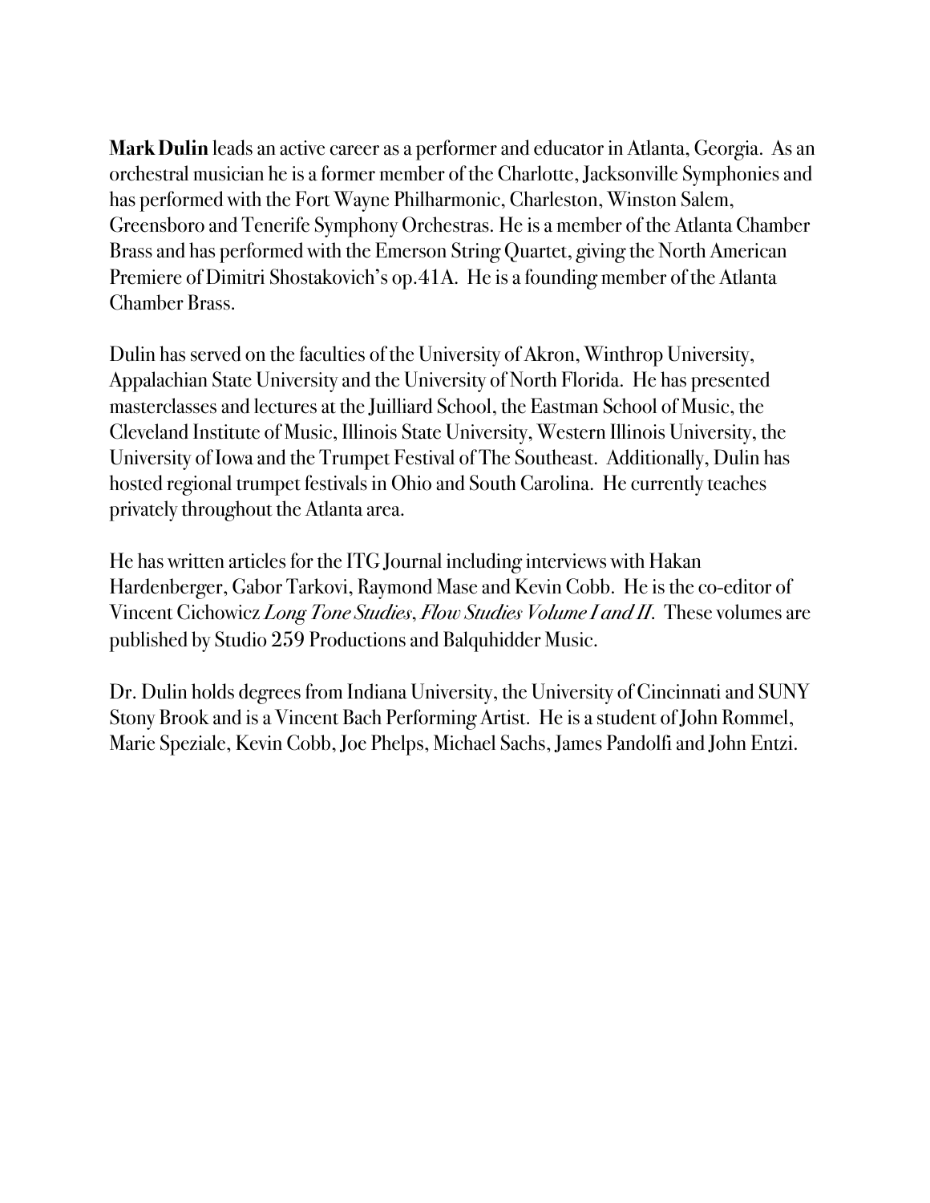**Mark Dulin** leads an active career as a performer and educator in Atlanta, Georgia. As an orchestral musician he is a former member of the Charlotte, Jacksonville Symphonies and has performed with the Fort Wayne Philharmonic, Charleston, Winston Salem, Greensboro and Tenerife Symphony Orchestras. He is a member of the Atlanta Chamber Brass and has performed with the Emerson String Quartet, giving the North American Premiere of Dimitri Shostakovich's op.41A. He is a founding member of the Atlanta Chamber Brass.

Dulin has served on the faculties of the University of Akron, Winthrop University, Appalachian State University and the University of North Florida. He has presented masterclasses and lectures at the Juilliard School, the Eastman School of Music, the Cleveland Institute of Music, Illinois State University, Western Illinois University, the University of Iowa and the Trumpet Festival of The Southeast. Additionally, Dulin has hosted regional trumpet festivals in Ohio and South Carolina. He currently teaches privately throughout the Atlanta area.

He has written articles for the ITG Journal including interviews with Hakan Hardenberger, Gabor Tarkovi, Raymond Mase and Kevin Cobb. He is the co-editor of Vincent Cichowicz *Long Tone Studies*, *Flow Studies Volume I and II*. These volumes are published by Studio 259 Productions and Balquhidder Music.

Dr. Dulin holds degrees from Indiana University, the University of Cincinnati and SUNY Stony Brook and is a Vincent Bach Performing Artist. He is a student of John Rommel, Marie Speziale, Kevin Cobb, Joe Phelps, Michael Sachs, James Pandolfi and John Entzi.